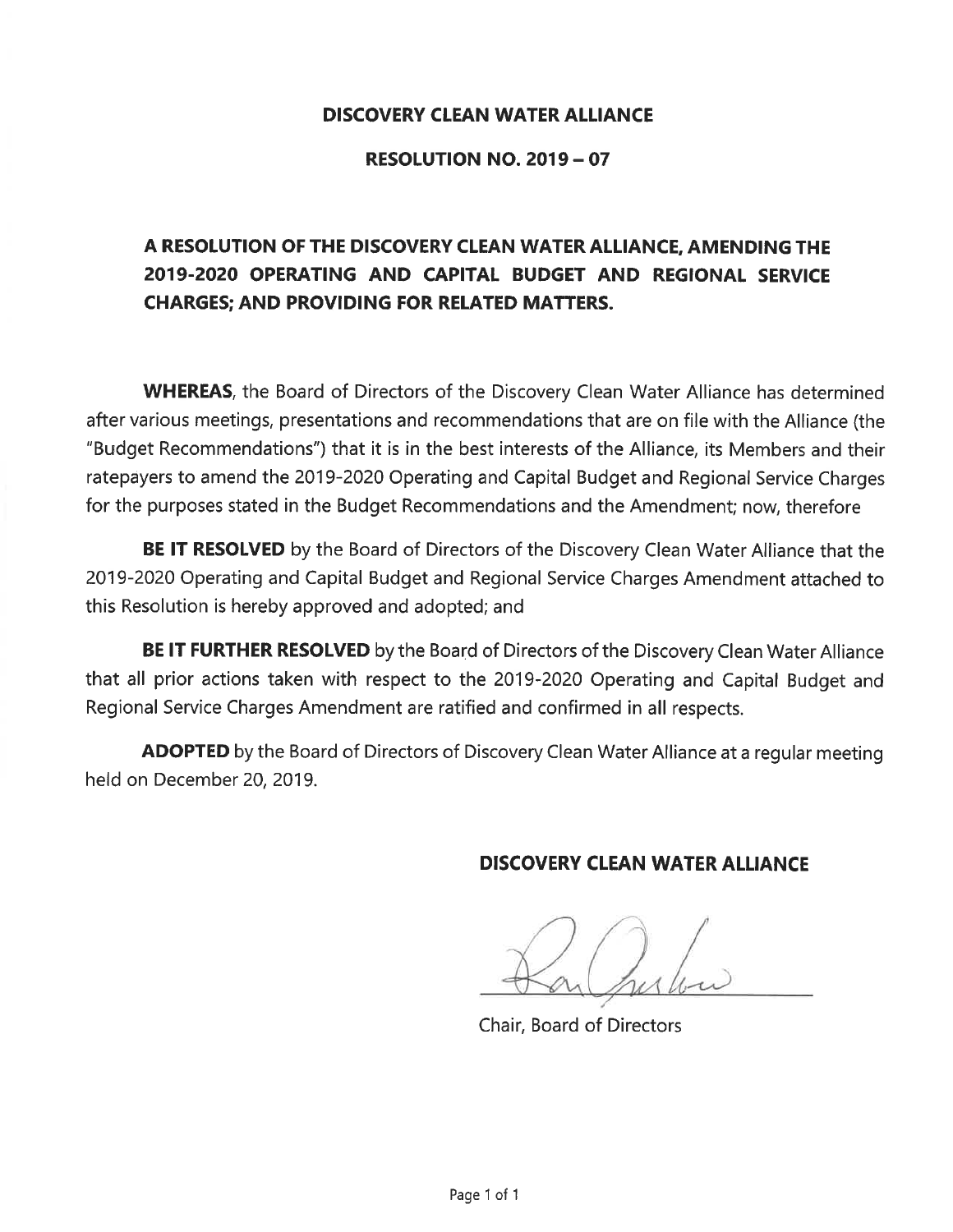# DISCOVERY CLEAN WATER ALLIANCE

## RESOLUTION NO. 2019 – 07

## A RESOLUTION OF THE DISCOVERY CLEAN WATER ALLIANCE, AMENDING THE 2019-2020 OPERATING AND CAPITAL BUDGET AND REGIONAL SERVICE CHARGES; AND PROVIDING FOR RELATED MATTERS.

**WHEREAS**, the Board of Directors of the Discovery Clean Water Alliance has determined after various meetings, presentations and recommendations that are on file with the Alliance (the "Budget Recommendations") that it is in the best interests of the Alliance, its Members and their ratepayers to amend the 2019-2020 Operating and Capital Budget and Regional Service Charges for the purposes stated in the Budget Recommendations and the Amendment; now, therefore

**BE IT RESOLVED** by the Board of Directors of the Discovery Clean Water Alliance that the 2019-2020 Operating and Capital Budget and Regional Service Charges Amendment attached to this Resolution is hereby approved and adopted; and

**BE IT FURTHER RESOLVED** by the Board of Directors of the Discovery Clean Water Alliance that all prior actions taken with respect to the 2019-2020 Operating and Capital Budget and Regional Service Charges Amendment are ratified and confirmed in all respects.

**ADOPTED** by the Board of Directors of Discovery Clean Water Alliance at a regular meeting held on December 20, 2019.

**DISCOVERY CLEAN WATER ALLIANCE**

Chair, Board of Directors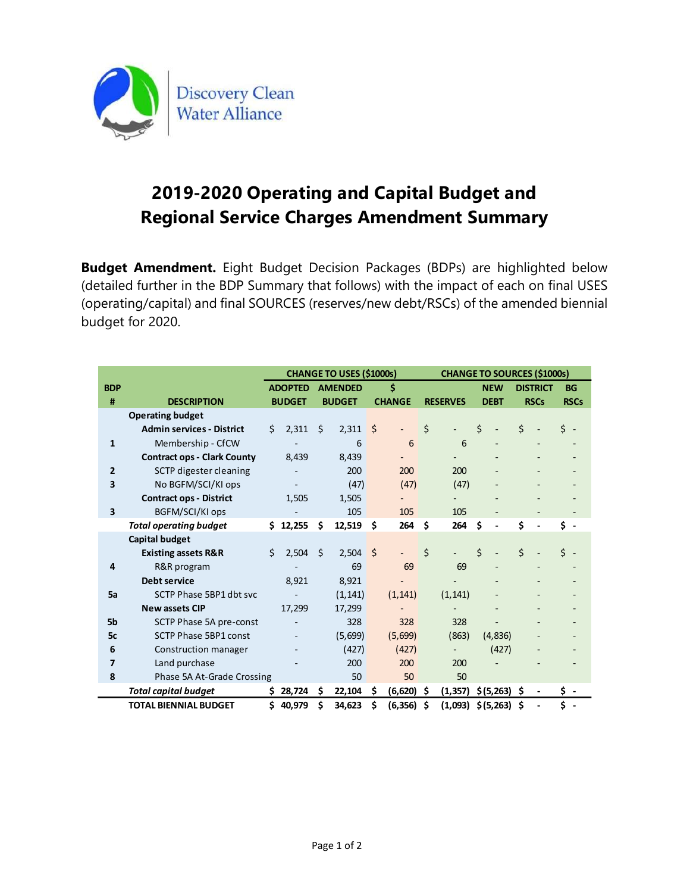Discovery Clean Water Alliance

# 2019-2020 Operating and Capital Budget and Regional Service Charges Amendment Summary

**Budget Amendment.** Eight Budget Decision Packages (BDPs) are highlighted below (detailed further in the BDP Summary that follows) with the impact of each on final USES (operating/capital) and final SOURCES (reserves/new debt/RSCs) of the amended biennial budget for 2020.

| | | CHANGE TO USES ($1000s) | | | CHANGE TO SOURCES ($1000s) | | | |
|---|---|---|---|---|---|---|---|---|
| **BDP #** | **DESCRIPTION** | **ADOPTED BUDGET** | **AMENDED BUDGET** | **$ CHANGE** | **RESERVES** | **NEW DEBT** | **DISTRICT RSCs** | **BG RSCs** |
| | **Operating budget** | | | | | | | |
| | **Admin services - District** | $ 2,311 | $ 2,311 | $ - | $ - | $ - | $ - | $ - |
| 1 | Membership - CfCW | - | 6 | 6 | 6 | - | - | - |
| | **Contract ops - Clark County** | 8,439 | 8,439 | - | - | - | - | - |
| 2 | SCTP digester cleaning | - | 200 | 200 | 200 | - | - | - |
| 3 | No BGFM/SCI/KI ops | - | (47) | (47) | (47) | - | - | - |
| | **Contract ops - District** | 1,505 | 1,505 | - | - | - | - | - |
| 3 | BGFM/SCI/KI ops | - | 105 | 105 | 105 | - | - | - |
| | ***Total operating budget*** | **$ 12,255** | **$ 12,519** | **$ 264** | **$ 264** | **$ -** | **$ -** | **$ -** |
| | **Capital budget** | | | | | | | |
| | **Existing assets R&R** | $ 2,504 | $ 2,504 | $ - | $ - | $ - | $ - | $ - |
| 4 | R&R program | - | 69 | 69 | 69 | - | - | - |
| | **Debt service** | 8,921 | 8,921 | - | - | - | - | - |
| 5a | SCTP Phase 5BP1 dbt svc | - | (1,141) | (1,141) | (1,141) | - | - | - |
| | **New assets CIP** | 17,299 | 17,299 | - | - | - | - | - |
| 5b | SCTP Phase 5A pre-const | - | 328 | 328 | 328 | - | - | - |
| 5c | SCTP Phase 5BP1 const | - | (5,699) | (5,699) | (863) | (4,836) | - | - |
| 6 | Construction manager | - | (427) | (427) | - | (427) | - | - |
| 7 | Land purchase | - | 200 | 200 | 200 | - | - | - |
| 8 | Phase 5A At-Grade Crossing | | 50 | 50 | 50 | | | |
| | ***Total capital budget*** | **$ 28,724** | **$ 22,104** | **$ (6,620)** | **$ (1,357)** | **$ (5,263)** | **$ -** | **$ -** |
| | **TOTAL BIENNIAL BUDGET** | **$ 40,979** | **$ 34,623** | **$ (6,356)** | **$ (1,093)** | **$ (5,263)** | **$ -** | **$ -** |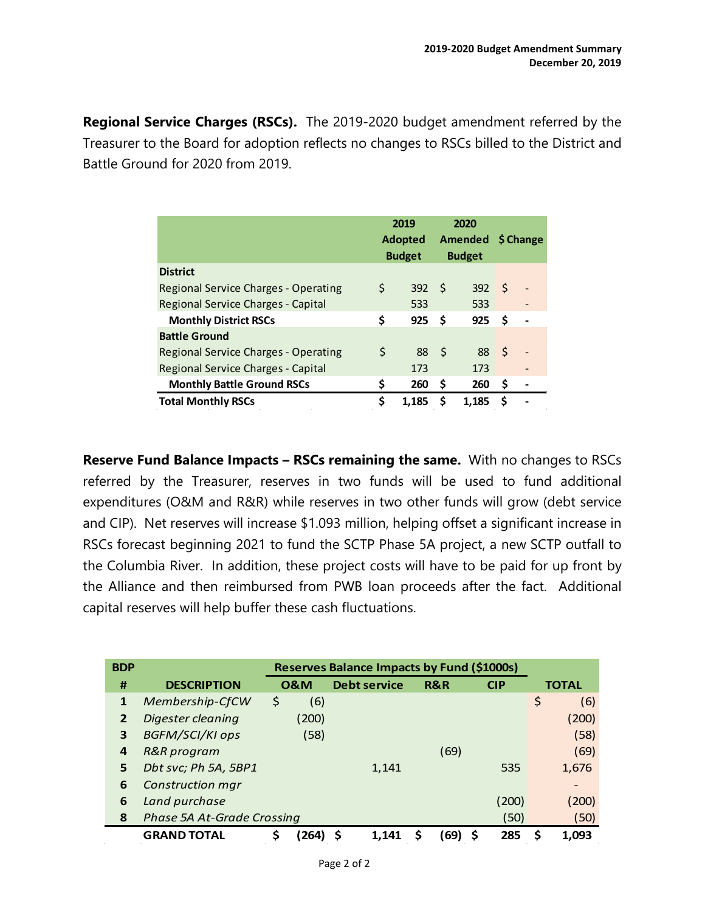**Regional Service Charges (RSCs).** The 2019-2020 budget amendment referred by the Treasurer to the Board for adoption reflects no changes to RSCs billed to the District and Battle Ground for 2020 from 2019.

| | 2019 Adopted Budget | 2020 Amended Budget | $ Change |
|---|---|---|---|
| **District** | | | |
| Regional Service Charges - Operating | $ 392 | $ 392 | $ - |
| Regional Service Charges - Capital | 533 | 533 | - |
| **Monthly District RSCs** | **$ 925** | **$ 925** | **$ -** |
| **Battle Ground** | | | |
| Regional Service Charges - Operating | $ 88 | $ 88 | $ - |
| Regional Service Charges - Capital | 173 | 173 | - |
| **Monthly Battle Ground RSCs** | **$ 260** | **$ 260** | **$ -** |
| **Total Monthly RSCs** | **$ 1,185** | **$ 1,185** | **$ -** |

**Reserve Fund Balance Impacts – RSCs remaining the same.** With no changes to RSCs referred by the Treasurer, reserves in two funds will be used to fund additional expenditures (O&M and R&R) while reserves in two other funds will grow (debt service and CIP). Net reserves will increase $1.093 million, helping offset a significant increase in RSCs forecast beginning 2021 to fund the SCTP Phase 5A project, a new SCTP outfall to the Columbia River. In addition, these project costs will have to be paid for up front by the Alliance and then reimbursed from PWB loan proceeds after the fact. Additional capital reserves will help buffer these cash fluctuations.

| BDP | | Reserves Balance Impacts by Fund ($1000s) | | | | |
|---|---|---|---|---|---|---|
| **#** | **DESCRIPTION** | **O&M** | **Debt service** | **R&R** | **CIP** | **TOTAL** |
| 1 | *Membership-CfCW* | $ (6) | | | | $ (6) |
| 2 | *Digester cleaning* | (200) | | | | (200) |
| 3 | *BGFM/SCI/KI ops* | (58) | | | | (58) |
| 4 | *R&R program* | | | (69) | | (69) |
| 5 | *Dbt svc; Ph 5A, 5BP1* | | 1,141 | | 535 | 1,676 |
| 6 | *Construction mgr* | | | | | - |
| 6 | *Land purchase* | | | | (200) | (200) |
| 8 | *Phase 5A At-Grade Crossing* | | | | (50) | (50) |
| | **GRAND TOTAL** | **$ (264)** | **$ 1,141** | **$ (69)** | **$ 285** | **$ 1,093** |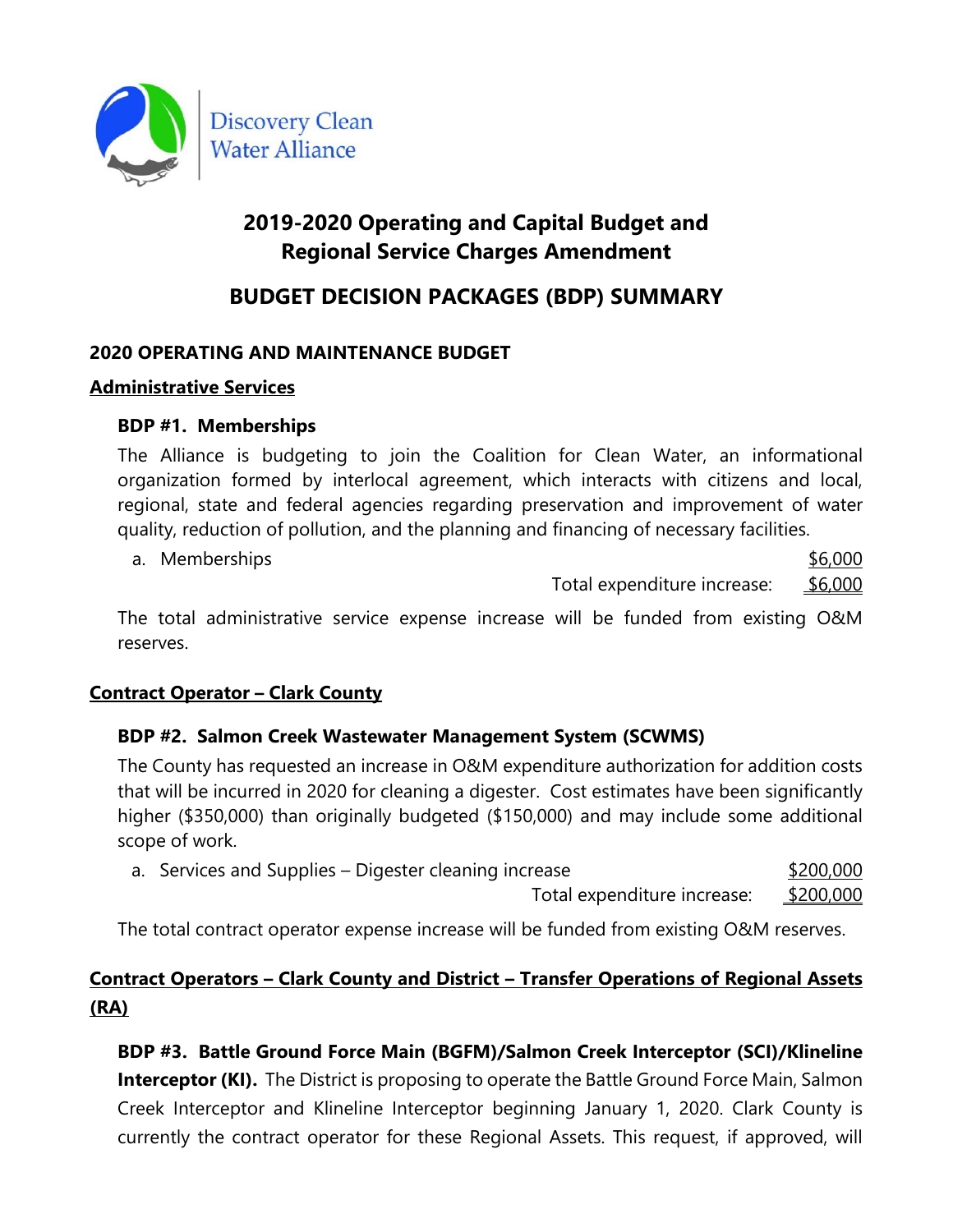Discovery Clean Water Alliance

# 2019-2020 Operating and Capital Budget and Regional Service Charges Amendment

## BUDGET DECISION PACKAGES (BDP) SUMMARY

### 2020 OPERATING AND MAINTENANCE BUDGET

#### Administrative Services

**BDP #1. Memberships**

The Alliance is budgeting to join the Coalition for Clean Water, an informational organization formed by interlocal agreement, which interacts with citizens and local, regional, state and federal agencies regarding preservation and improvement of water quality, reduction of pollution, and the planning and financing of necessary facilities.

a. Memberships $6,000

Total expenditure increase: $6,000

The total administrative service expense increase will be funded from existing O&M reserves.

#### Contract Operator – Clark County

**BDP #2. Salmon Creek Wastewater Management System (SCWMS)**

The County has requested an increase in O&M expenditure authorization for addition costs that will be incurred in 2020 for cleaning a digester. Cost estimates have been significantly higher ($350,000) than originally budgeted ($150,000) and may include some additional scope of work.

a. Services and Supplies – Digester cleaning increase $200,000

Total expenditure increase: $200,000

The total contract operator expense increase will be funded from existing O&M reserves.

#### Contract Operators – Clark County and District – Transfer Operations of Regional Assets (RA)

**BDP #3. Battle Ground Force Main (BGFM)/Salmon Creek Interceptor (SCI)/Klineline Interceptor (KI).** The District is proposing to operate the Battle Ground Force Main, Salmon Creek Interceptor and Klineline Interceptor beginning January 1, 2020. Clark County is currently the contract operator for these Regional Assets. This request, if approved, will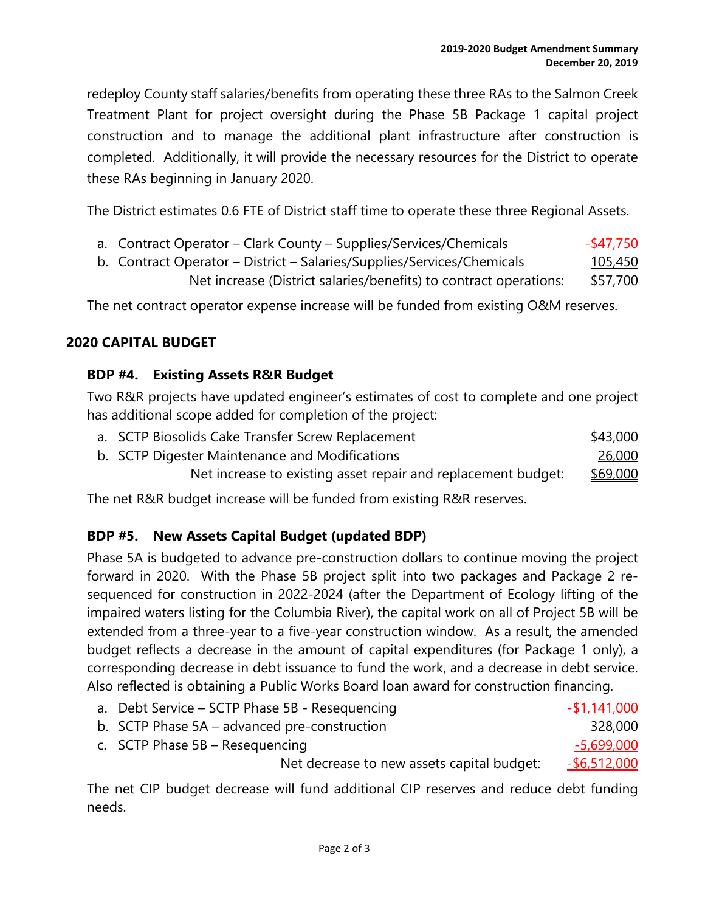redeploy County staff salaries/benefits from operating these three RAs to the Salmon Creek Treatment Plant for project oversight during the Phase 5B Package 1 capital project construction and to manage the additional plant infrastructure after construction is completed. Additionally, it will provide the necessary resources for the District to operate these RAs beginning in January 2020.

The District estimates 0.6 FTE of District staff time to operate these three Regional Assets.

| | |
|---|---|
| a. Contract Operator – Clark County – Supplies/Services/Chemicals | -$47,750 |
| b. Contract Operator – District – Salaries/Supplies/Services/Chemicals | 105,450 |
| Net increase (District salaries/benefits) to contract operations: | $57,700 |

The net contract operator expense increase will be funded from existing O&M reserves.

## 2020 CAPITAL BUDGET

### BDP #4. Existing Assets R&R Budget

Two R&R projects have updated engineer's estimates of cost to complete and one project has additional scope added for completion of the project:

| | |
|---|---|
| a. SCTP Biosolids Cake Transfer Screw Replacement | $43,000 |
| b. SCTP Digester Maintenance and Modifications | 26,000 |
| Net increase to existing asset repair and replacement budget: | $69,000 |

The net R&R budget increase will be funded from existing R&R reserves.

### BDP #5. New Assets Capital Budget (updated BDP)

Phase 5A is budgeted to advance pre-construction dollars to continue moving the project forward in 2020. With the Phase 5B project split into two packages and Package 2 re-sequenced for construction in 2022-2024 (after the Department of Ecology lifting of the impaired waters listing for the Columbia River), the capital work on all of Project 5B will be extended from a three-year to a five-year construction window. As a result, the amended budget reflects a decrease in the amount of capital expenditures (for Package 1 only), a corresponding decrease in debt issuance to fund the work, and a decrease in debt service. Also reflected is obtaining a Public Works Board loan award for construction financing.

| | |
|---|---|
| a. Debt Service – SCTP Phase 5B - Resequencing | -$1,141,000 |
| b. SCTP Phase 5A – advanced pre-construction | 328,000 |
| c. SCTP Phase 5B – Resequencing | -5,699,000 |
| Net decrease to new assets capital budget: | -$6,512,000 |

The net CIP budget decrease will fund additional CIP reserves and reduce debt funding needs.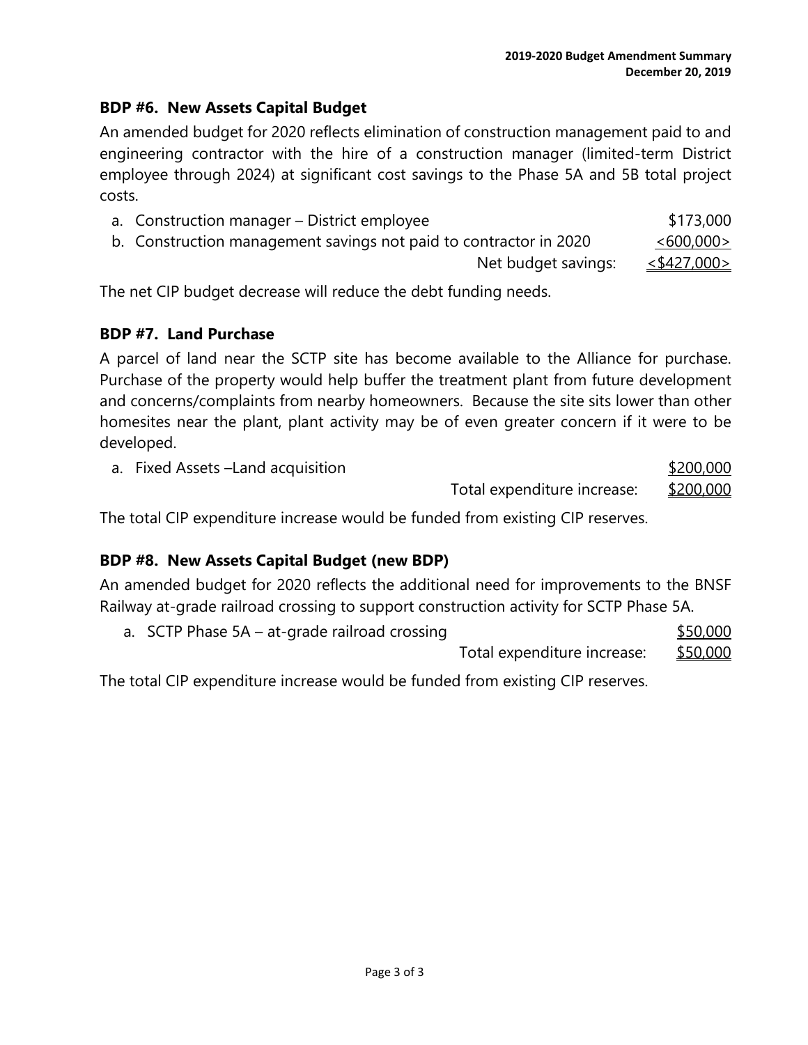### BDP #6. New Assets Capital Budget

An amended budget for 2020 reflects elimination of construction management paid to and engineering contractor with the hire of a construction manager (limited-term District employee through 2024) at significant cost savings to the Phase 5A and 5B total project costs.

| | |
|---|---|
| a. Construction manager – District employee | $173,000 |
| b. Construction management savings not paid to contractor in 2020 | <600,000> |
| Net budget savings: | <$427,000> |

The net CIP budget decrease will reduce the debt funding needs.

### BDP #7. Land Purchase

A parcel of land near the SCTP site has become available to the Alliance for purchase. Purchase of the property would help buffer the treatment plant from future development and concerns/complaints from nearby homeowners. Because the site sits lower than other homesites near the plant, plant activity may be of even greater concern if it were to be developed.

| | |
|---|---|
| a. Fixed Assets –Land acquisition | $200,000 |
| Total expenditure increase: | $200,000 |

The total CIP expenditure increase would be funded from existing CIP reserves.

### BDP #8. New Assets Capital Budget (new BDP)

An amended budget for 2020 reflects the additional need for improvements to the BNSF Railway at-grade railroad crossing to support construction activity for SCTP Phase 5A.

| | |
|---|---|
| a. SCTP Phase 5A – at-grade railroad crossing | $50,000 |
| Total expenditure increase: | $50,000 |

The total CIP expenditure increase would be funded from existing CIP reserves.